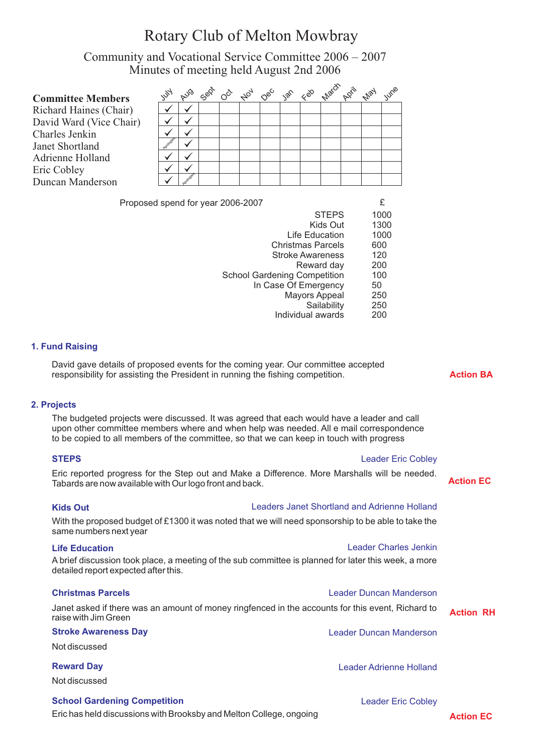# Rotary Club of Melton Mowbray

## Community and Vocational Service Committee 2006 – 2007
## Minutes of meeting held August 2nd 2006

| Committee Members | July | Aug | Sept | Oct | Nov | Dec | Jan | Feb | March | April | May | June |
|---|---|---|---|---|---|---|---|---|---|---|---|---|
| Richard Haines (Chair) | ✓ | ✓ | | | | | | | | | | |
| David Ward (Vice Chair) | ✓ | ✓ | | | | | | | | | | |
| Charles Jenkin | ✓ | ✓ | | | | | | | | | | |
| Janet Shortland | Apologies | ✓ | | | | | | | | | | |
| Adrienne Holland | ✓ | ✓ | | | | | | | | | | |
| Eric Cobley | ✓ | ✓ | | | | | | | | | | |
| Duncan Manderson | ✓ | Apologies | | | | | | | | | | |

Proposed spend for year 2006-2007

| | £ |
|---|---|
| STEPS | 1000 |
| Kids Out | 1300 |
| Life Education | 1000 |
| Christmas Parcels | 600 |
| Stroke Awareness | 120 |
| Reward day | 200 |
| School Gardening Competition | 100 |
| In Case Of Emergency | 50 |
| Mayors Appeal | 250 |
| Sailability | 250 |
| Individual awards | 200 |

### 1. Fund Raising

David gave details of proposed events for the coming year. Our committee accepted responsibility for assisting the President in running the fishing competition. **Action BA**

### 2. Projects

The budgeted projects were discussed. It was agreed that each would have a leader and call upon other committee members where and when help was needed. All e mail correspondence to be copied to all members of the committee, so that we can keep in touch with progress

**STEPS** — Leader Eric Cobley

Eric reported progress for the Step out and Make a Difference. More Marshalls will be needed. Tabards are now available with Our logo front and back. **Action EC**

**Kids Out** — Leaders Janet Shortland and Adrienne Holland

With the proposed budget of £1300 it was noted that we will need sponsorship to be able to take the same numbers next year

**Life Education** — Leader Charles Jenkin

A brief discussion took place, a meeting of the sub committee is planned for later this week, a more detailed report expected after this.

**Christmas Parcels** — Leader Duncan Manderson

Janet asked if there was an amount of money ringfenced in the accounts for this event, Richard to raise with Jim Green **Action RH**

**Stroke Awareness Day** — Leader Duncan Manderson

Not discussed

**Reward Day** — Leader Adrienne Holland

Not discussed

**School Gardening Competition** — Leader Eric Cobley

Eric has held discussions with Brooksby and Melton College, ongoing **Action EC**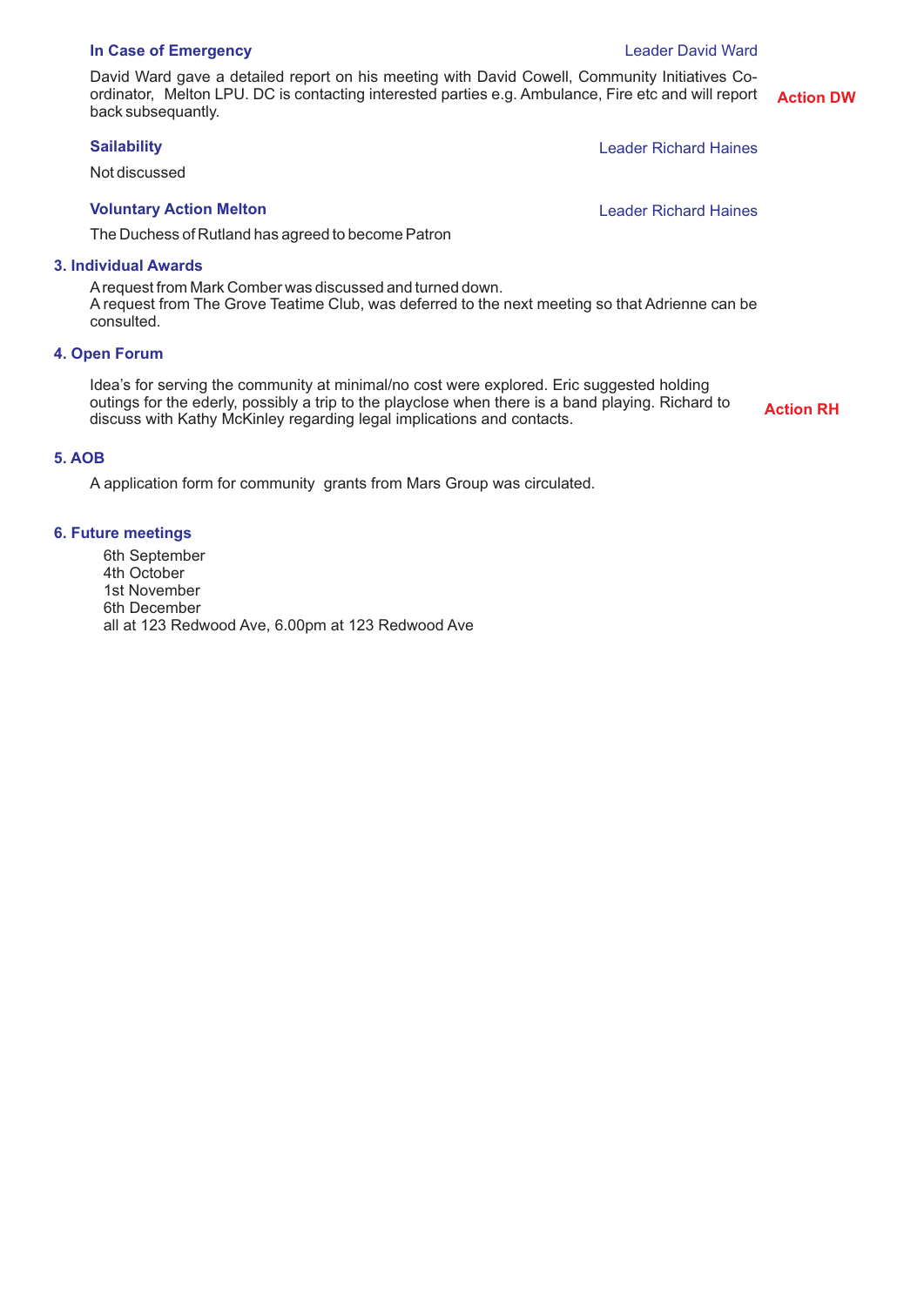### In Case of Emergency

Leader David Ward

David Ward gave a detailed report on his meeting with David Cowell, Community Initiatives Co-ordinator, Melton LPU. DC is contacting interested parties e.g. Ambulance, Fire etc and will report back subsequantly. **Action DW**

### Sailability

Leader Richard Haines

Not discussed

### Voluntary Action Melton

Leader Richard Haines

The Duchess of Rutland has agreed to become Patron

## 3. Individual Awards

A request from Mark Comber was discussed and turned down.
A request from The Grove Teatime Club, was deferred to the next meeting so that Adrienne can be consulted.

## 4. Open Forum

Idea's for serving the community at minimal/no cost were explored. Eric suggested holding outings for the ederly, possibly a trip to the playclose when there is a band playing. Richard to discuss with Kathy McKinley regarding legal implications and contacts. **Action RH**

## 5. AOB

A application form for community grants from Mars Group was circulated.

## 6. Future meetings

6th September
4th October
1st November
6th December
all at 123 Redwood Ave, 6.00pm at 123 Redwood Ave